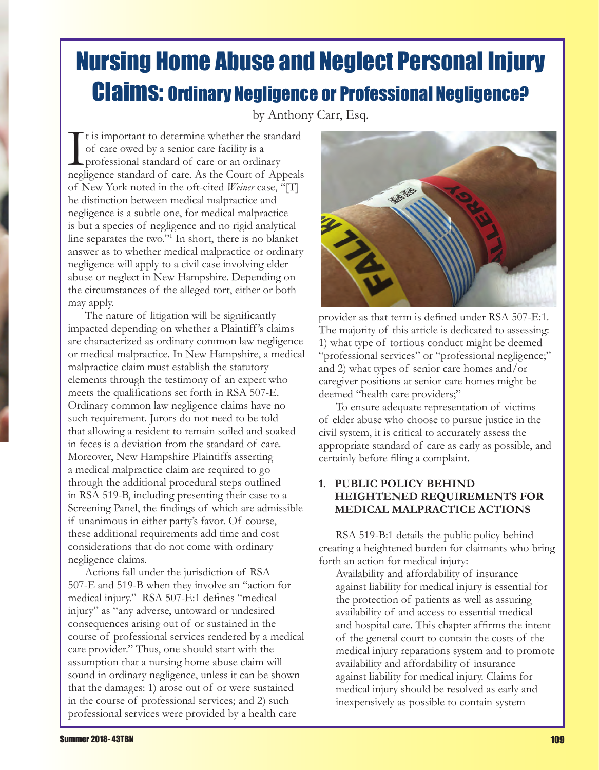# Nursing Home Abuse and Neglect Personal Injury Claims: Ordinary Negligence or Professional Negligence?

by Anthony Carr, Esq.

It is important to determine whether the standard of care owed by a senior care facility is a professional standard of care or an ordinary negligence standard of care. As the Court of Appeals of New York noted in the oft-cited *Weiner* case, "[T]he distinction between medical malpractice and negligence is a subtle one, for medical malpractice is but a species of negligence and no rigid analytical line separates the two."[1] In short, there is no blanket answer as to whether medical malpractice or ordinary negligence will apply to a civil case involving elder abuse or neglect in New Hampshire. Depending on the circumstances of the alleged tort, either or both may apply.

The nature of litigation will be significantly impacted depending on whether a Plaintiff's claims are characterized as ordinary common law negligence or medical malpractice. In New Hampshire, a medical malpractice claim must establish the statutory elements through the testimony of an expert who meets the qualifications set forth in RSA 507-E. Ordinary common law negligence claims have no such requirement. Jurors do not need to be told that allowing a resident to remain soiled and soaked in feces is a deviation from the standard of care. Moreover, New Hampshire Plaintiffs asserting a medical malpractice claim are required to go through the additional procedural steps outlined in RSA 519-B, including presenting their case to a Screening Panel, the findings of which are admissible if unanimous in either party's favor. Of course, these additional requirements add time and cost considerations that do not come with ordinary negligence claims.

Actions fall under the jurisdiction of RSA 507-E and 519-B when they involve an "action for medical injury." RSA 507-E:1 defines "medical injury" as "any adverse, untoward or undesired consequences arising out of or sustained in the course of professional services rendered by a medical care provider." Thus, one should start with the assumption that a nursing home abuse claim will sound in ordinary negligence, unless it can be shown that the damages: 1) arose out of or were sustained in the course of professional services; and 2) such professional services were provided by a health care provider as that term is defined under RSA 507-E:1. The majority of this article is dedicated to assessing: 1) what type of tortious conduct might be deemed "professional services" or "professional negligence;" and 2) what types of senior care homes and/or caregiver positions at senior care homes might be deemed "health care providers;"

To ensure adequate representation of victims of elder abuse who choose to pursue justice in the civil system, it is critical to accurately assess the appropriate standard of care as early as possible, and certainly before filing a complaint.

### 1. PUBLIC POLICY BEHIND HEIGHTENED REQUIREMENTS FOR MEDICAL MALPRACTICE ACTIONS

RSA 519-B:1 details the public policy behind creating a heightened burden for claimants who bring forth an action for medical injury:

> Availability and affordability of insurance against liability for medical injury is essential for the protection of patients as well as assuring availability of and access to essential medical and hospital care. This chapter affirms the intent of the general court to contain the costs of the medical injury reparations system and to promote availability and affordability of insurance against liability for medical injury. Claims for medical injury should be resolved as early and inexpensively as possible to contain system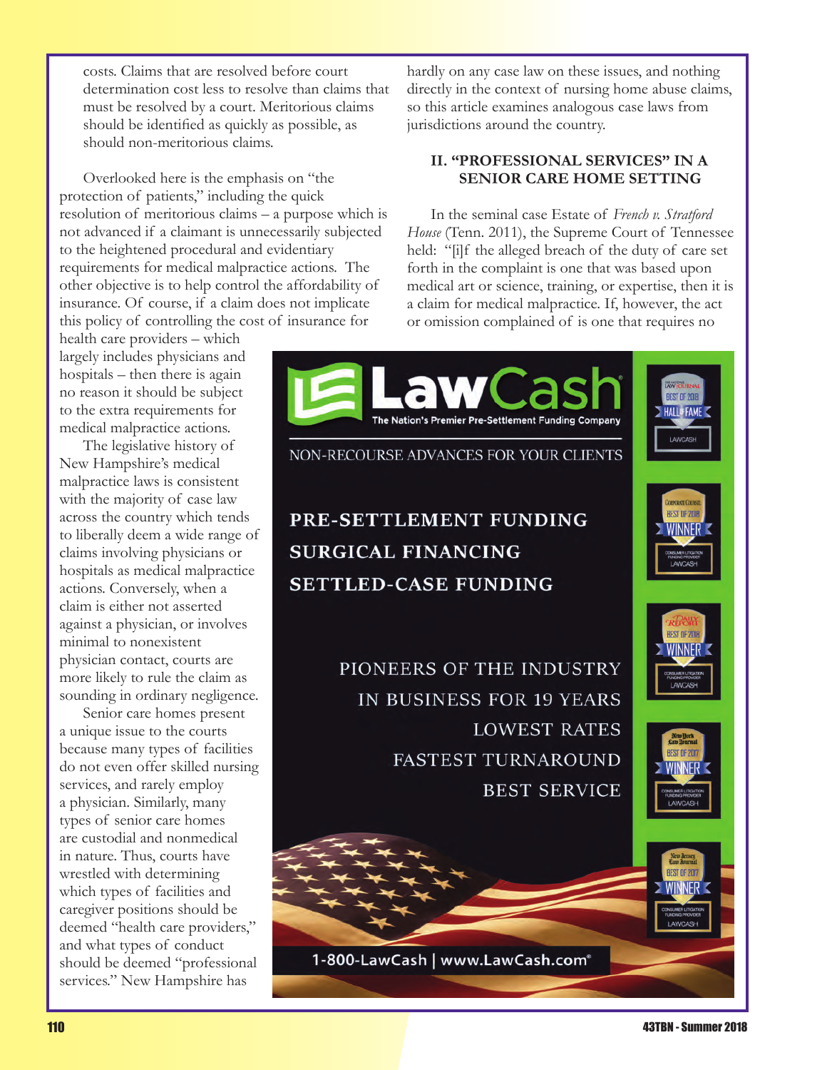costs. Claims that are resolved before court determination cost less to resolve than claims that must be resolved by a court. Meritorious claims should be identified as quickly as possible, as should non-meritorious claims.

Overlooked here is the emphasis on "the protection of patients," including the quick resolution of meritorious claims – a purpose which is not advanced if a claimant is unnecessarily subjected to the heightened procedural and evidentiary requirements for medical malpractice actions. The other objective is to help control the affordability of insurance. Of course, if a claim does not implicate this policy of controlling the cost of insurance for health care providers – which largely includes physicians and hospitals – then there is again no reason it should be subject to the extra requirements for medical malpractice actions.

The legislative history of New Hampshire's medical malpractice laws is consistent with the majority of case law across the country which tends to liberally deem a wide range of claims involving physicians or hospitals as medical malpractice actions. Conversely, when a claim is either not asserted against a physician, or involves minimal to nonexistent physician contact, courts are more likely to rule the claim as sounding in ordinary negligence.

Senior care homes present a unique issue to the courts because many types of facilities do not even offer skilled nursing services, and rarely employ a physician. Similarly, many types of senior care homes are custodial and nonmedical in nature. Thus, courts have wrestled with determining which types of facilities and caregiver positions should be deemed "health care providers," and what types of conduct should be deemed "professional services." New Hampshire has hardly on any case law on these issues, and nothing directly in the context of nursing home abuse claims, so this article examines analogous case laws from jurisdictions around the country.

## II. "PROFESSIONAL SERVICES" IN A SENIOR CARE HOME SETTING

In the seminal case Estate of *French v. Stratford House* (Tenn. 2011), the Supreme Court of Tennessee held: "[i]f the alleged breach of the duty of care set forth in the complaint is one that was based upon medical art or science, training, or expertise, then it is a claim for medical malpractice. If, however, the act or omission complained of is one that requires no

LawCash® The Nation's Premier Pre-Settlement Funding Company

NON-RECOURSE ADVANCES FOR YOUR CLIENTS

PRE-SETTLEMENT FUNDING
SURGICAL FINANCING
SETTLED-CASE FUNDING

PIONEERS OF THE INDUSTRY
IN BUSINESS FOR 19 YEARS
LOWEST RATES
FASTEST TURNAROUND
BEST SERVICE

1-800-LawCash | www.LawCash.com®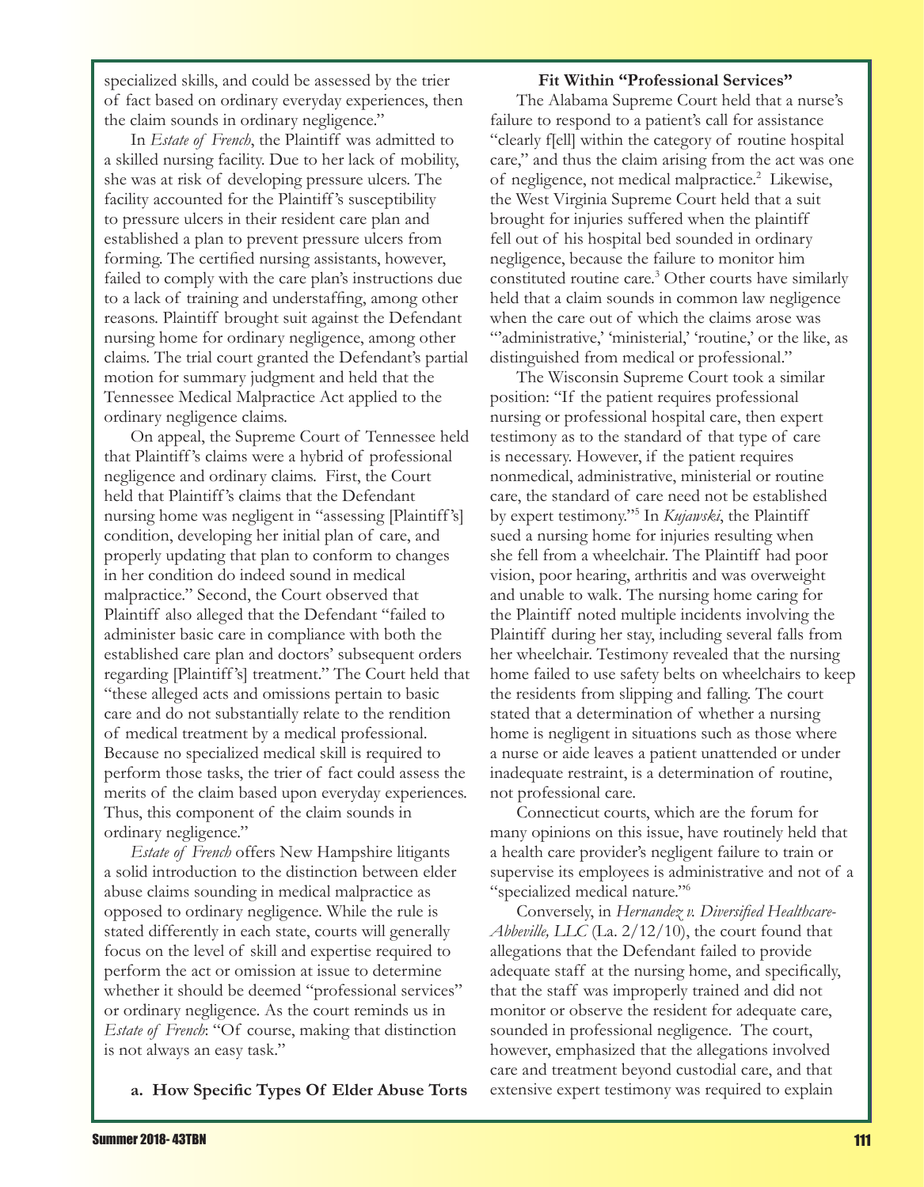specialized skills, and could be assessed by the trier of fact based on ordinary everyday experiences, then the claim sounds in ordinary negligence."

In *Estate of French*, the Plaintiff was admitted to a skilled nursing facility. Due to her lack of mobility, she was at risk of developing pressure ulcers. The facility accounted for the Plaintiff's susceptibility to pressure ulcers in their resident care plan and established a plan to prevent pressure ulcers from forming. The certified nursing assistants, however, failed to comply with the care plan's instructions due to a lack of training and understaffing, among other reasons. Plaintiff brought suit against the Defendant nursing home for ordinary negligence, among other claims. The trial court granted the Defendant's partial motion for summary judgment and held that the Tennessee Medical Malpractice Act applied to the ordinary negligence claims.

On appeal, the Supreme Court of Tennessee held that Plaintiff's claims were a hybrid of professional negligence and ordinary claims. First, the Court held that Plaintiff's claims that the Defendant nursing home was negligent in "assessing [Plaintiff's] condition, developing her initial plan of care, and properly updating that plan to conform to changes in her condition do indeed sound in medical malpractice." Second, the Court observed that Plaintiff also alleged that the Defendant "failed to administer basic care in compliance with both the established care plan and doctors' subsequent orders regarding [Plaintiff's] treatment." The Court held that "these alleged acts and omissions pertain to basic care and do not substantially relate to the rendition of medical treatment by a medical professional. Because no specialized medical skill is required to perform those tasks, the trier of fact could assess the merits of the claim based upon everyday experiences. Thus, this component of the claim sounds in ordinary negligence."

*Estate of French* offers New Hampshire litigants a solid introduction to the distinction between elder abuse claims sounding in medical malpractice as opposed to ordinary negligence. While the rule is stated differently in each state, courts will generally focus on the level of skill and expertise required to perform the act or omission at issue to determine whether it should be deemed "professional services" or ordinary negligence. As the court reminds us in *Estate of French*: "Of course, making that distinction is not always an easy task."

**a. How Specific Types Of Elder Abuse Torts Fit Within "Professional Services"**

The Alabama Supreme Court held that a nurse's failure to respond to a patient's call for assistance "clearly f[ell] within the category of routine hospital care," and thus the claim arising from the act was one of negligence, not medical malpractice.[2] Likewise, the West Virginia Supreme Court held that a suit brought for injuries suffered when the plaintiff fell out of his hospital bed sounded in ordinary negligence, because the failure to monitor him constituted routine care.[3] Other courts have similarly held that a claim sounds in common law negligence when the care out of which the claims arose was "'administrative,' 'ministerial,' 'routine,' or the like, as distinguished from medical or professional."

The Wisconsin Supreme Court took a similar position: "If the patient requires professional nursing or professional hospital care, then expert testimony as to the standard of that type of care is necessary. However, if the patient requires nonmedical, administrative, ministerial or routine care, the standard of care need not be established by expert testimony."[5] In *Kujawski*, the Plaintiff sued a nursing home for injuries resulting when she fell from a wheelchair. The Plaintiff had poor vision, poor hearing, arthritis and was overweight and unable to walk. The nursing home caring for the Plaintiff noted multiple incidents involving the Plaintiff during her stay, including several falls from her wheelchair. Testimony revealed that the nursing home failed to use safety belts on wheelchairs to keep the residents from slipping and falling. The court stated that a determination of whether a nursing home is negligent in situations such as those where a nurse or aide leaves a patient unattended or under inadequate restraint, is a determination of routine, not professional care.

Connecticut courts, which are the forum for many opinions on this issue, have routinely held that a health care provider's negligent failure to train or supervise its employees is administrative and not of a "specialized medical nature."[6]

Conversely, in *Hernandez v. Diversified Healthcare-Abbeville, LLC* (La. 2/12/10), the court found that allegations that the Defendant failed to provide adequate staff at the nursing home, and specifically, that the staff was improperly trained and did not monitor or observe the resident for adequate care, sounded in professional negligence. The court, however, emphasized that the allegations involved care and treatment beyond custodial care, and that extensive expert testimony was required to explain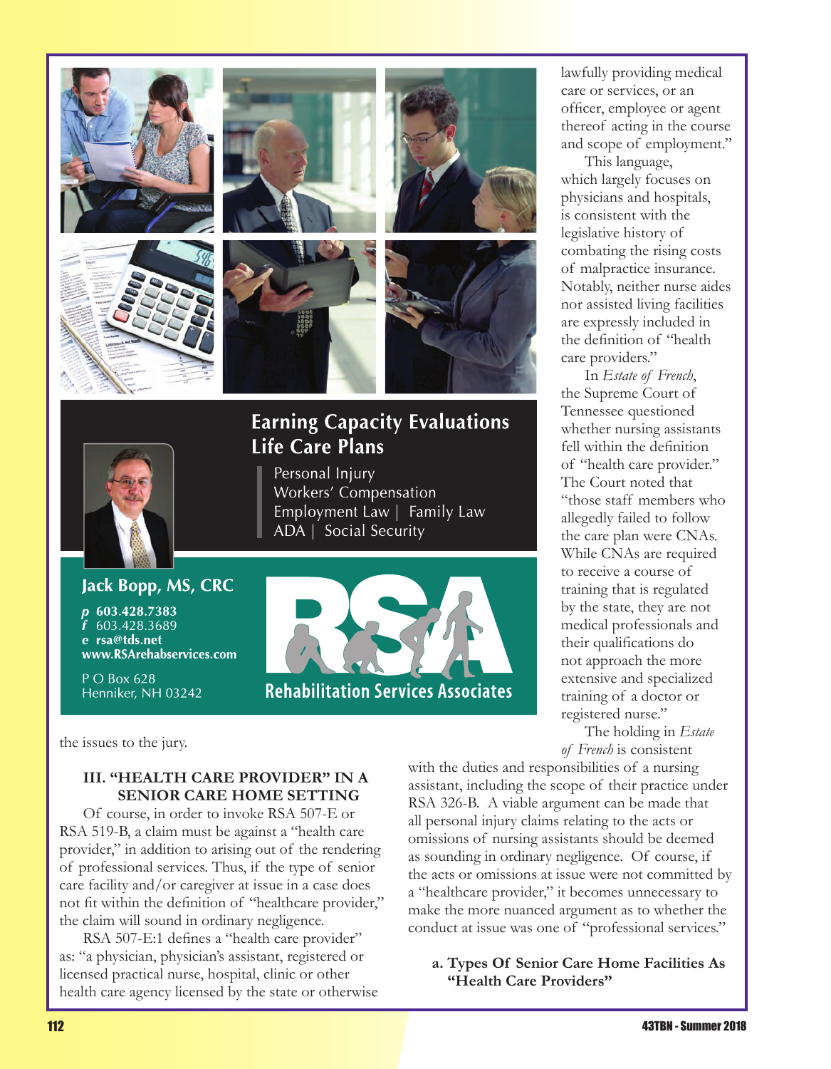Earning Capacity Evaluations
Life Care Plans

Personal Injury
Workers' Compensation
Employment Law | Family Law
ADA | Social Security

**Jack Bopp, MS, CRC**
p 603.428.7383
f 603.428.3689
e rsa@tds.net
www.RSArehabservices.com

P O Box 628
Henniker, NH 03242

RSA
Rehabilitation Services Associates

the issues to the jury.

### III. "HEALTH CARE PROVIDER" IN A SENIOR CARE HOME SETTING

Of course, in order to invoke RSA 507-E or RSA 519-B, a claim must be against a "health care provider," in addition to arising out of the rendering of professional services. Thus, if the type of senior care facility and/or caregiver at issue in a case does not fit within the definition of "healthcare provider," the claim will sound in ordinary negligence.

RSA 507-E:1 defines a "health care provider" as: "a physician, physician's assistant, registered or licensed practical nurse, hospital, clinic or other health care agency licensed by the state or otherwise lawfully providing medical care or services, or an officer, employee or agent thereof acting in the course and scope of employment."

This language, which largely focuses on physicians and hospitals, is consistent with the legislative history of combating the rising costs of malpractice insurance. Notably, neither nurse aides nor assisted living facilities are expressly included in the definition of "health care providers."

In *Estate of French*, the Supreme Court of Tennessee questioned whether nursing assistants fell within the definition of "health care provider." The Court noted that "those staff members who allegedly failed to follow the care plan were CNAs. While CNAs are required to receive a course of training that is regulated by the state, they are not medical professionals and their qualifications do not approach the more extensive and specialized training of a doctor or registered nurse."

The holding in *Estate of French* is consistent with the duties and responsibilities of a nursing assistant, including the scope of their practice under RSA 326-B. A viable argument can be made that all personal injury claims relating to the acts or omissions of nursing assistants should be deemed as sounding in ordinary negligence. Of course, if the acts or omissions at issue were not committed by a "healthcare provider," it becomes unnecessary to make the more nuanced argument as to whether the conduct at issue was one of "professional services."

#### a. Types Of Senior Care Home Facilities As "Health Care Providers"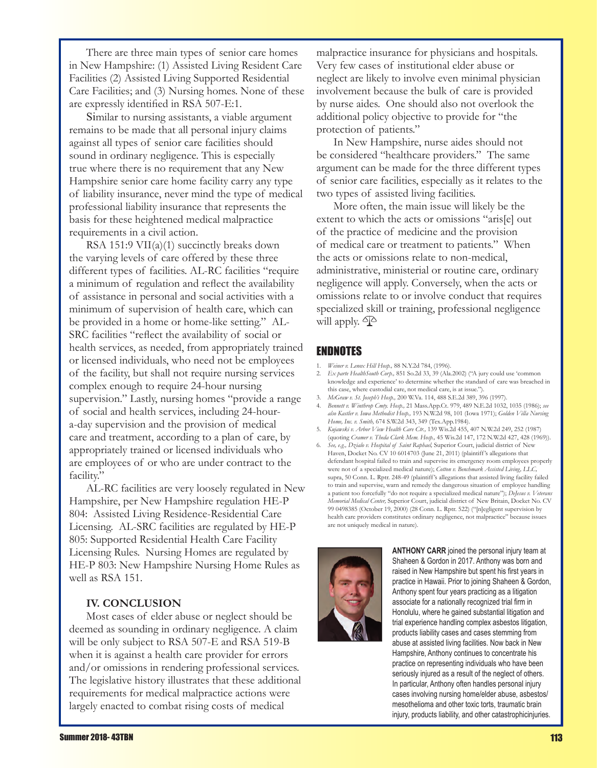There are three main types of senior care homes in New Hampshire: (1) Assisted Living Resident Care Facilities (2) Assisted Living Supported Residential Care Facilities; and (3) Nursing homes. None of these are expressly identified in RSA 507-E:1.

Similar to nursing assistants, a viable argument remains to be made that all personal injury claims against all types of senior care facilities should sound in ordinary negligence. This is especially true where there is no requirement that any New Hampshire senior care home facility carry any type of liability insurance, never mind the type of medical professional liability insurance that represents the basis for these heightened medical malpractice requirements in a civil action.

RSA 151:9 VII(a)(1) succinctly breaks down the varying levels of care offered by these three different types of facilities. AL-RC facilities "require a minimum of regulation and reflect the availability of assistance in personal and social activities with a minimum of supervision of health care, which can be provided in a home or home-like setting." AL-SRC facilities "reflect the availability of social or health services, as needed, from appropriately trained or licensed individuals, who need not be employees of the facility, but shall not require nursing services complex enough to require 24-hour nursing supervision." Lastly, nursing homes "provide a range of social and health services, including 24-hour-a-day supervision and the provision of medical care and treatment, according to a plan of care, by appropriately trained or licensed individuals who are employees of or who are under contract to the facility."

AL-RC facilities are very loosely regulated in New Hampshire, per New Hampshire regulation HE-P 804: Assisted Living Residence-Residential Care Licensing. AL-SRC facilities are regulated by HE-P 805: Supported Residential Health Care Facility Licensing Rules. Nursing Homes are regulated by HE-P 803: New Hampshire Nursing Home Rules as well as RSA 151.

### IV. CONCLUSION

Most cases of elder abuse or neglect should be deemed as sounding in ordinary negligence. A claim will be only subject to RSA 507-E and RSA 519-B when it is against a health care provider for errors and/or omissions in rendering professional services. The legislative history illustrates that these additional requirements for medical malpractice actions were largely enacted to combat rising costs of medical malpractice insurance for physicians and hospitals. Very few cases of institutional elder abuse or neglect are likely to involve even minimal physician involvement because the bulk of care is provided by nurse aides. One should also not overlook the additional policy objective to provide for "the protection of patients."

In New Hampshire, nurse aides should not be considered "healthcare providers." The same argument can be made for the three different types of senior care facilities, especially as it relates to the two types of assisted living facilities.

More often, the main issue will likely be the extent to which the acts or omissions "aris[e] out of the practice of medicine and the provision of medical care or treatment to patients." When the acts or omissions relate to non-medical, administrative, ministerial or routine care, ordinary negligence will apply. Conversely, when the acts or omissions relate to or involve conduct that requires specialized skill or training, professional negligence will apply.

## ENDNOTES

1. *Weiner v. Lenox Hill Hosp.,* 88 N.Y.2d 784, (1996).
2. *Ex parte HealthSouth Corp.,* 851 So.2d 33, 39 (Ala.2002) ("A jury could use 'common knowledge and experience' to determine whether the standard of care was breached in this case, where custodial care, not medical care, is at issue.").
3. *McGraw v. St. Joseph's Hosp.,* 200 W.Va. 114, 488 S.E.2d 389, 396 (1997).
4. *Bennett v. Winthrop Cmty. Hosp.,* 21 Mass.App.Ct. 979, 489 N.E.2d 1032, 1035 (1986); *see also Kastler v. Iowa Methodist Hosp.,* 193 N.W.2d 98, 101 (Iowa 1971); *Golden Villa Nursing Home, Inc. v. Smith,* 674 S.W.2d 343, 349 (Tex.App.1984).
5. *Kujawski v. Arbor View Health Care Ctr.,* 139 Wis.2d 455, 407 N.W.2d 249, 252 (1987) (quoting *Cramer v. Theda Clark Mem. Hosp.,* 45 Wis.2d 147, 172 N.W.2d 427, 428 (1969)).
6. *See, e.g., Dzialo v. Hospital of Saint Raphael,* Superior Court, judicial district of New Haven, Docket No. CV 10 6014703 (June 21, 2011) (plaintiff's allegations that defendant hospital failed to train and supervise its emergency room employees properly were not of a specialized medical nature); *Cotton v. Benchmark Assisted Living, LLC,* supra, 50 Conn. L. Rptr. 248-49 (plaintiff's allegations that assisted living facility failed to train and supervise, warn and remedy the dangerous situation of employee handling a patient too forcefully "do not require a specialized medical nature"); *DeJesus v. Veterans Memorial Medical Center,* Superior Court, judicial district of New Britain, Docket No. CV 99 0498385 (October 19, 2000) (28 Conn. L. Rptr. 522) ("[n]egligent supervision by health care providers constitutes ordinary negligence, not malpractice" because issues are not uniquely medical in nature).

**ANTHONY CARR** joined the personal injury team at Shaheen & Gordon in 2017. Anthony was born and raised in New Hampshire but spent his first years in practice in Hawaii. Prior to joining Shaheen & Gordon, Anthony spent four years practicing as a litigation associate for a nationally recognized trial firm in Honolulu, where he gained substantial litigation and trial experience handling complex asbestos litigation, products liability cases and cases stemming from abuse at assisted living facilities. Now back in New Hampshire, Anthony continues to concentrate his practice on representing individuals who have been seriously injured as a result of the neglect of others. In particular, Anthony often handles personal injury cases involving nursing home/elder abuse, asbestos/mesothelioma and other toxic torts, traumatic brain injury, products liability, and other catastrophicinjuries.